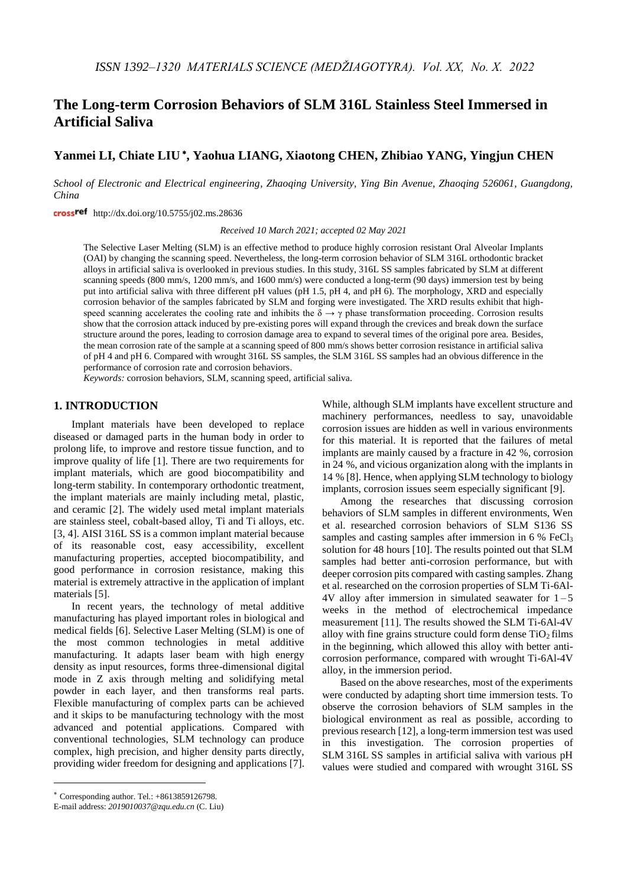# The Long-term Corrosion Behaviors of SLM 316L Stainless Steel Immersed in Artificial Saliva

## Yanmei LI, Chiate LIU*, Yaohua LIANG, Xiaotong CHEN, Zhibiao YANG, Yingjun CHEN

*School of Electronic and Electrical engineering, Zhaoqing University, Ying Bin Avenue, Zhaoqing 526061, Guangdong, China*

http://dx.doi.org/10.5755/j02.ms.28636

*Received 10 March 2021; accepted 02 May 2021*

The Selective Laser Melting (SLM) is an effective method to produce highly corrosion resistant Oral Alveolar Implants (OAI) by changing the scanning speed. Nevertheless, the long-term corrosion behavior of SLM 316L orthodontic bracket alloys in artificial saliva is overlooked in previous studies. In this study, 316L SS samples fabricated by SLM at different scanning speeds (800 mm/s, 1200 mm/s, and 1600 mm/s) were conducted a long-term (90 days) immersion test by being put into artificial saliva with three different pH values (pH 1.5, pH 4, and pH 6). The morphology, XRD and especially corrosion behavior of the samples fabricated by SLM and forging were investigated. The XRD results exhibit that high-speed scanning accelerates the cooling rate and inhibits the $\delta \rightarrow \gamma$ phase transformation proceeding. Corrosion results show that the corrosion attack induced by pre-existing pores will expand through the crevices and break down the surface structure around the pores, leading to corrosion damage area to expand to several times of the original pore area. Besides, the mean corrosion rate of the sample at a scanning speed of 800 mm/s shows better corrosion resistance in artificial saliva of pH 4 and pH 6. Compared with wrought 316L SS samples, the SLM 316L SS samples had an obvious difference in the performance of corrosion rate and corrosion behaviors.

*Keywords:* corrosion behaviors, SLM, scanning speed, artificial saliva.

## 1. INTRODUCTION

Implant materials have been developed to replace diseased or damaged parts in the human body in order to prolong life, to improve and restore tissue function, and to improve quality of life [1]. There are two requirements for implant materials, which are good biocompatibility and long-term stability. In contemporary orthodontic treatment, the implant materials are mainly including metal, plastic, and ceramic [2]. The widely used metal implant materials are stainless steel, cobalt-based alloy, Ti and Ti alloys, etc. [3, 4]. AISI 316L SS is a common implant material because of its reasonable cost, easy accessibility, excellent manufacturing properties, accepted biocompatibility, and good performance in corrosion resistance, making this material is extremely attractive in the application of implant materials [5].

In recent years, the technology of metal additive manufacturing has played important roles in biological and medical fields [6]. Selective Laser Melting (SLM) is one of the most common technologies in metal additive manufacturing. It adapts laser beam with high energy density as input resources, forms three-dimensional digital mode in Z axis through melting and solidifying metal powder in each layer, and then transforms real parts. Flexible manufacturing of complex parts can be achieved and it skips to be manufacturing technology with the most advanced and potential applications. Compared with conventional technologies, SLM technology can produce complex, high precision, and higher density parts directly, providing wider freedom for designing and applications [7]. While, although SLM implants have excellent structure and machinery performances, needless to say, unavoidable corrosion issues are hidden as well in various environments for this material. It is reported that the failures of metal implants are mainly caused by a fracture in 42 %, corrosion in 24 %, and vicious organization along with the implants in 14 % [8]. Hence, when applying SLM technology to biology implants, corrosion issues seem especially significant [9].

Among the researches that discussing corrosion behaviors of SLM samples in different environments, Wen et al. researched corrosion behaviors of SLM S136 SS samples and casting samples after immersion in 6 % $FeCl_3$ solution for 48 hours [10]. The results pointed out that SLM samples had better anti-corrosion performance, but with deeper corrosion pits compared with casting samples. Zhang et al. researched on the corrosion properties of SLM Ti-6Al-4V alloy after immersion in simulated seawater for 1 – 5 weeks in the method of electrochemical impedance measurement [11]. The results showed the SLM Ti-6Al-4V alloy with fine grains structure could form dense $TiO_2$ films in the beginning, which allowed this alloy with better anti-corrosion performance, compared with wrought Ti-6Al-4V alloy, in the immersion period.

Based on the above researches, most of the experiments were conducted by adapting short time immersion tests. To observe the corrosion behaviors of SLM samples in the biological environment as real as possible, according to previous research [12], a long-term immersion test was used in this investigation. The corrosion properties of SLM 316L SS samples in artificial saliva with various pH values were studied and compared with wrought 316L SS

* Corresponding author. Tel.: +8613859126798.
E-mail address: *2019010037@zqu.edu.cn* (C. Liu)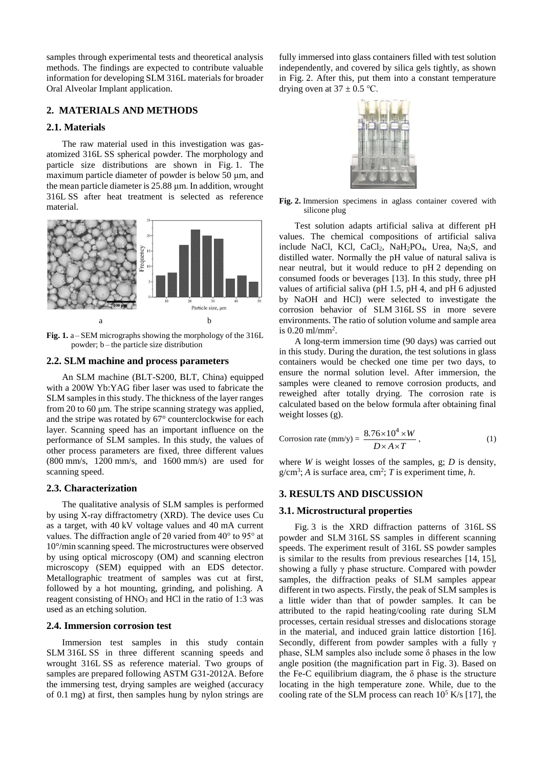samples through experimental tests and theoretical analysis methods. The findings are expected to contribute valuable information for developing SLM 316L materials for broader Oral Alveolar Implant application.

## 2. MATERIALS AND METHODS

### 2.1. Materials

The raw material used in this investigation was gas-atomized 316L SS spherical powder. The morphology and particle size distributions are shown in Fig. 1. The maximum particle diameter of powder is below 50 μm, and the mean particle diameter is 25.88 μm. In addition, wrought 316L SS after heat treatment is selected as reference material.

**Fig. 1.** a – SEM micrographs showing the morphology of the 316L powder; b – the particle size distribution

### 2.2. SLM machine and process parameters

An SLM machine (BLT-S200, BLT, China) equipped with a 200W Yb:YAG fiber laser was used to fabricate the SLM samples in this study. The thickness of the layer ranges from 20 to 60 μm. The stripe scanning strategy was applied, and the stripe was rotated by 67° counterclockwise for each layer. Scanning speed has an important influence on the performance of SLM samples. In this study, the values of other process parameters are fixed, three different values (800 mm/s, 1200 mm/s, and 1600 mm/s) are used for scanning speed.

### 2.3. Characterization

The qualitative analysis of SLM samples is performed by using X-ray diffractometry (XRD). The device uses Cu as a target, with 40 kV voltage values and 40 mA current values. The diffraction angle of 2θ varied from 40° to 95° at 10°/min scanning speed. The microstructures were observed by using optical microscopy (OM) and scanning electron microscopy (SEM) equipped with an EDS detector. Metallographic treatment of samples was cut at first, followed by a hot mounting, grinding, and polishing. A reagent consisting of $HNO_3$ and HCl in the ratio of 1:3 was used as an etching solution.

### 2.4. Immersion corrosion test

Immersion test samples in this study contain SLM 316L SS in three different scanning speeds and wrought 316L SS as reference material. Two groups of samples are prepared following ASTM G31-2012A. Before the immersing test, drying samples are weighed (accuracy of 0.1 mg) at first, then samples hung by nylon strings are fully immersed into glass containers filled with test solution independently, and covered by silica gels tightly, as shown in Fig. 2. After this, put them into a constant temperature drying oven at 37 ± 0.5 °C.

**Fig. 2.** Immersion specimens in aglass container covered with silicone plug

Test solution adapts artificial saliva at different pH values. The chemical compositions of artificial saliva include NaCl, KCl, $CaCl_2$, $NaH_2PO_4$, Urea, $Na_2S$, and distilled water. Normally the pH value of natural saliva is near neutral, but it would reduce to pH 2 depending on consumed foods or beverages [13]. In this study, three pH values of artificial saliva (pH 1.5, pH 4, and pH 6 adjusted by NaOH and HCl) were selected to investigate the corrosion behavior of SLM 316L SS in more severe environments. The ratio of solution volume and sample area is 0.20 ml/mm$^2$.

A long-term immersion time (90 days) was carried out in this study. During the duration, the test solutions in glass containers would be checked one time per two days, to ensure the normal solution level. After immersion, the samples were cleaned to remove corrosion products, and reweighed after totally drying. The corrosion rate is calculated based on the below formula after obtaining final weight losses (g).

$$\text{Corrosion rate (mm/y)} = \frac{8.76 \times 10^4 \times W}{D \times A \times T}, \tag{1}$$

where $W$ is weight losses of the samples, g; $D$ is density, g/cm$^3$; $A$ is surface area, cm$^2$; $T$ is experiment time, $h$.

## 3. RESULTS AND DISCUSSION

### 3.1. Microstructural properties

Fig. 3 is the XRD diffraction patterns of 316L SS powder and SLM 316L SS samples in different scanning speeds. The experiment result of 316L SS powder samples is similar to the results from previous researches [14, 15], showing a fully γ phase structure. Compared with powder samples, the diffraction peaks of SLM samples appear different in two aspects. Firstly, the peak of SLM samples is a little wider than that of powder samples. It can be attributed to the rapid heating/cooling rate during SLM processes, certain residual stresses and dislocations storage in the material, and induced grain lattice distortion [16]. Secondly, different from powder samples with a fully γ phase, SLM samples also include some δ phases in the low angle position (the magnification part in Fig. 3). Based on the Fe-C equilibrium diagram, the δ phase is the structure locating in the high temperature zone. While, due to the cooling rate of the SLM process can reach $10^5$ K/s [17], the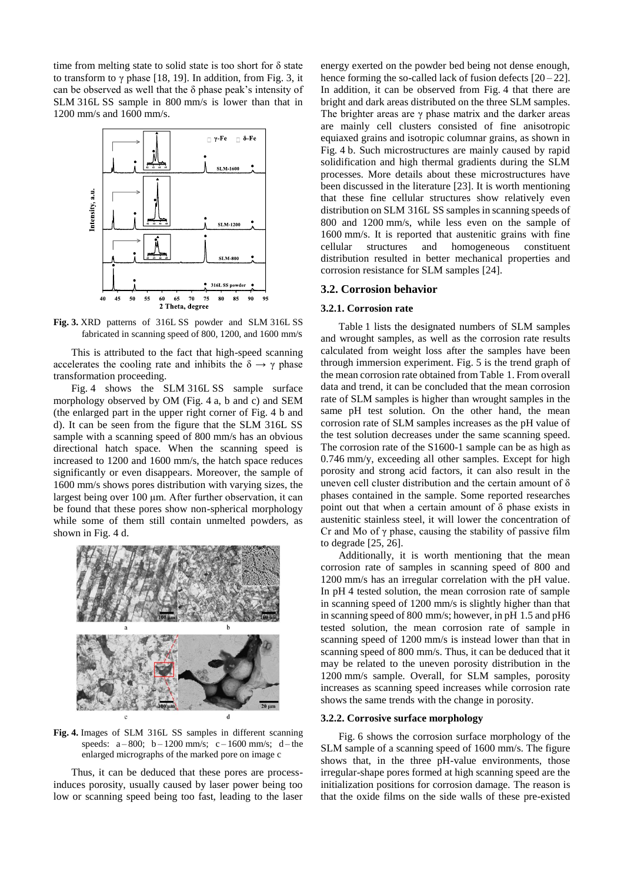time from melting state to solid state is too short for δ state to transform to γ phase [18, 19]. In addition, from Fig. 3, it can be observed as well that the δ phase peak's intensity of SLM 316L SS sample in 800 mm/s is lower than that in 1200 mm/s and 1600 mm/s.

**Fig. 3.** XRD patterns of 316L SS powder and SLM 316L SS fabricated in scanning speed of 800, 1200, and 1600 mm/s

This is attributed to the fact that high-speed scanning accelerates the cooling rate and inhibits the δ → γ phase transformation proceeding.

Fig. 4 shows the SLM 316L SS sample surface morphology observed by OM (Fig. 4 a, b and c) and SEM (the enlarged part in the upper right corner of Fig. 4 b and d). It can be seen from the figure that the SLM 316L SS sample with a scanning speed of 800 mm/s has an obvious directional hatch space. When the scanning speed is increased to 1200 and 1600 mm/s, the hatch space reduces significantly or even disappears. Moreover, the sample of 1600 mm/s shows pores distribution with varying sizes, the largest being over 100 μm. After further observation, it can be found that these pores show non-spherical morphology while some of them still contain unmelted powders, as shown in Fig. 4 d.

**Fig. 4.** Images of SLM 316L SS samples in different scanning speeds: a – 800; b – 1200 mm/s; c – 1600 mm/s; d – the enlarged micrographs of the marked pore on image c

Thus, it can be deduced that these pores are process-induces porosity, usually caused by laser power being too low or scanning speed being too fast, leading to the laser energy exerted on the powder bed being not dense enough, hence forming the so-called lack of fusion defects [20 – 22]. In addition, it can be observed from Fig. 4 that there are bright and dark areas distributed on the three SLM samples. The brighter areas are γ phase matrix and the darker areas are mainly cell clusters consisted of fine anisotropic equiaxed grains and isotropic columnar grains, as shown in Fig. 4 b. Such microstructures are mainly caused by rapid solidification and high thermal gradients during the SLM processes. More details about these microstructures have been discussed in the literature [23]. It is worth mentioning that these fine cellular structures show relatively even distribution on SLM 316L SS samples in scanning speeds of 800 and 1200 mm/s, while less even on the sample of 1600 mm/s. It is reported that austenitic grains with fine cellular structures and homogeneous constituent distribution resulted in better mechanical properties and corrosion resistance for SLM samples [24].

## 3.2. Corrosion behavior

### 3.2.1. Corrosion rate

Table 1 lists the designated numbers of SLM samples and wrought samples, as well as the corrosion rate results calculated from weight loss after the samples have been through immersion experiment. Fig. 5 is the trend graph of the mean corrosion rate obtained from Table 1. From overall data and trend, it can be concluded that the mean corrosion rate of SLM samples is higher than wrought samples in the same pH test solution. On the other hand, the mean corrosion rate of SLM samples increases as the pH value of the test solution decreases under the same scanning speed. The corrosion rate of the S1600-1 sample can be as high as 0.746 mm/y, exceeding all other samples. Except for high porosity and strong acid factors, it can also result in the uneven cell cluster distribution and the certain amount of δ phases contained in the sample. Some reported researches point out that when a certain amount of δ phase exists in austenitic stainless steel, it will lower the concentration of Cr and Mo of γ phase, causing the stability of passive film to degrade [25, 26].

Additionally, it is worth mentioning that the mean corrosion rate of samples in scanning speed of 800 and 1200 mm/s has an irregular correlation with the pH value. In pH 4 tested solution, the mean corrosion rate of sample in scanning speed of 1200 mm/s is slightly higher than that in scanning speed of 800 mm/s; however, in pH 1.5 and pH6 tested solution, the mean corrosion rate of sample in scanning speed of 1200 mm/s is instead lower than that in scanning speed of 800 mm/s. Thus, it can be deduced that it may be related to the uneven porosity distribution in the 1200 mm/s sample. Overall, for SLM samples, porosity increases as scanning speed increases while corrosion rate shows the same trends with the change in porosity.

### 3.2.2. Corrosive surface morphology

Fig. 6 shows the corrosion surface morphology of the SLM sample of a scanning speed of 1600 mm/s. The figure shows that, in the three pH-value environments, those irregular-shape pores formed at high scanning speed are the initialization positions for corrosion damage. The reason is that the oxide films on the side walls of these pre-existed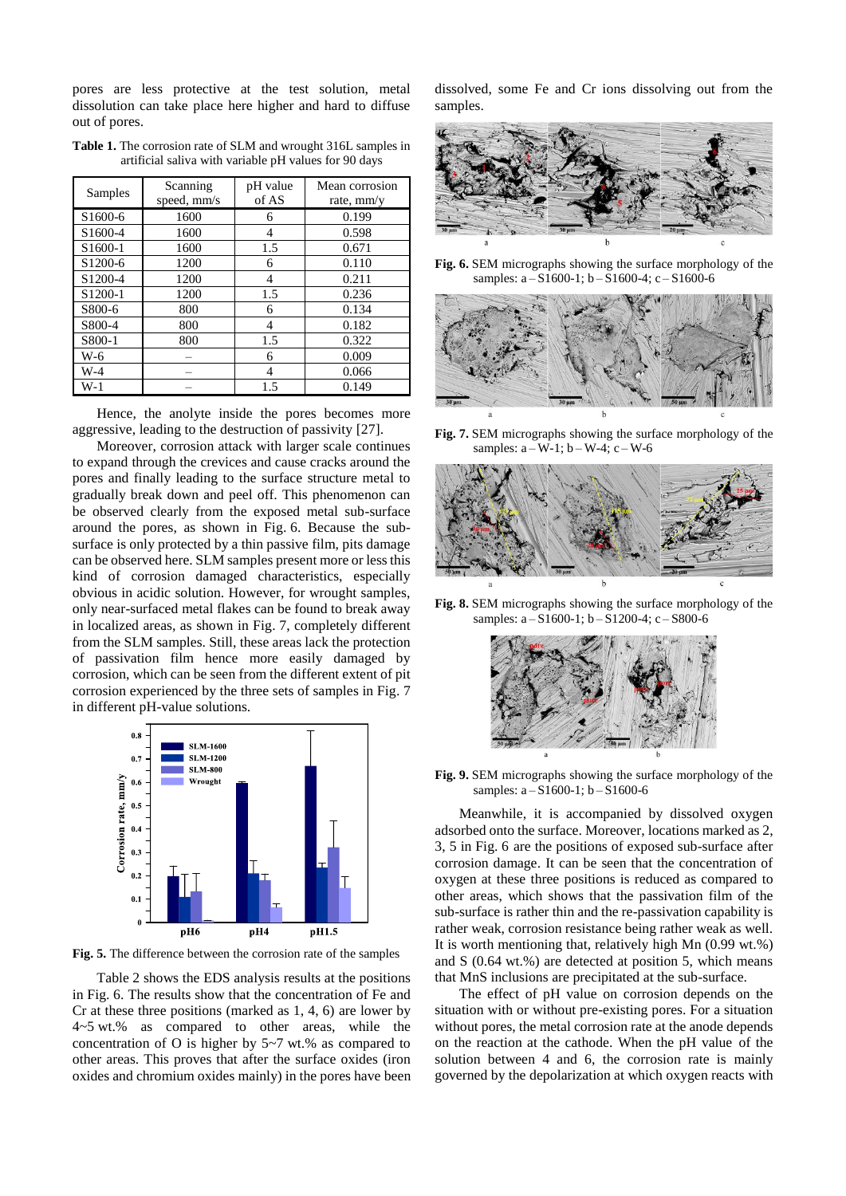pores are less protective at the test solution, metal dissolution can take place here higher and hard to diffuse out of pores.

**Table 1.** The corrosion rate of SLM and wrought 316L samples in artificial saliva with variable pH values for 90 days

| Samples | Scanning speed, mm/s | pH value of AS | Mean corrosion rate, mm/y |
|---|---|---|---|
| S1600-6 | 1600 | 6 | 0.199 |
| S1600-4 | 1600 | 4 | 0.598 |
| S1600-1 | 1600 | 1.5 | 0.671 |
| S1200-6 | 1200 | 6 | 0.110 |
| S1200-4 | 1200 | 4 | 0.211 |
| S1200-1 | 1200 | 1.5 | 0.236 |
| S800-6 | 800 | 6 | 0.134 |
| S800-4 | 800 | 4 | 0.182 |
| S800-1 | 800 | 1.5 | 0.322 |
| W-6 | – | 6 | 0.009 |
| W-4 | – | 4 | 0.066 |
| W-1 | – | 1.5 | 0.149 |

Hence, the anolyte inside the pores becomes more aggressive, leading to the destruction of passivity [27].

Moreover, corrosion attack with larger scale continues to expand through the crevices and cause cracks around the pores and finally leading to the surface structure metal to gradually break down and peel off. This phenomenon can be observed clearly from the exposed metal sub-surface around the pores, as shown in Fig. 6. Because the sub-surface is only protected by a thin passive film, pits damage can be observed here. SLM samples present more or less this kind of corrosion damaged characteristics, especially obvious in acidic solution. However, for wrought samples, only near-surfaced metal flakes can be found to break away in localized areas, as shown in Fig. 7, completely different from the SLM samples. Still, these areas lack the protection of passivation film hence more easily damaged by corrosion, which can be seen from the different extent of pit corrosion experienced by the three sets of samples in Fig. 7 in different pH-value solutions.

**Fig. 5.** The difference between the corrosion rate of the samples

Table 2 shows the EDS analysis results at the positions in Fig. 6. The results show that the concentration of Fe and Cr at these three positions (marked as 1, 4, 6) are lower by 4~5 wt.% as compared to other areas, while the concentration of O is higher by 5~7 wt.% as compared to other areas. This proves that after the surface oxides (iron oxides and chromium oxides mainly) in the pores have been dissolved, some Fe and Cr ions dissolving out from the samples.

**Fig. 6.** SEM micrographs showing the surface morphology of the samples: a – S1600-1; b – S1600-4; c – S1600-6

**Fig. 7.** SEM micrographs showing the surface morphology of the samples: a – W-1; b – W-4; c – W-6

**Fig. 8.** SEM micrographs showing the surface morphology of the samples: a – S1600-1; b – S1200-4; c – S800-6

**Fig. 9.** SEM micrographs showing the surface morphology of the samples: a – S1600-1; b – S1600-6

Meanwhile, it is accompanied by dissolved oxygen adsorbed onto the surface. Moreover, locations marked as 2, 3, 5 in Fig. 6 are the positions of exposed sub-surface after corrosion damage. It can be seen that the concentration of oxygen at these three positions is reduced as compared to other areas, which shows that the passivation film of the sub-surface is rather thin and the re-passivation capability is rather weak, corrosion resistance being rather weak as well. It is worth mentioning that, relatively high Mn (0.99 wt.%) and S (0.64 wt.%) are detected at position 5, which means that MnS inclusions are precipitated at the sub-surface.

The effect of pH value on corrosion depends on the situation with or without pre-existing pores. For a situation without pores, the metal corrosion rate at the anode depends on the reaction at the cathode. When the pH value of the solution between 4 and 6, the corrosion rate is mainly governed by the depolarization at which oxygen reacts with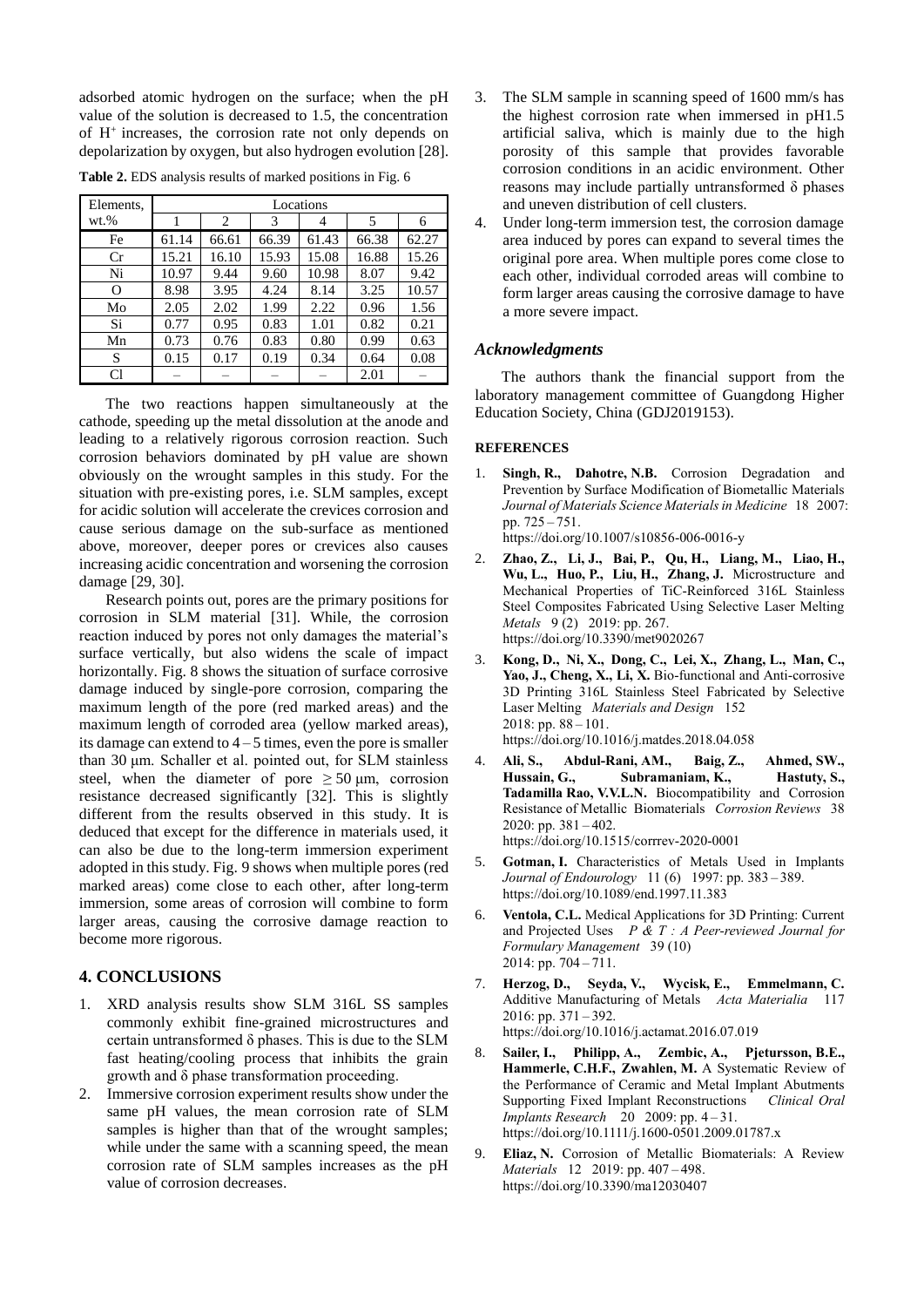adsorbed atomic hydrogen on the surface; when the pH value of the solution is decreased to 1.5, the concentration of $H^+$ increases, the corrosion rate not only depends on depolarization by oxygen, but also hydrogen evolution [28].

**Table 2.** EDS analysis results of marked positions in Fig. 6

| Elements, wt.% | Locations | | | | | |
|---|---|---|---|---|---|---|
| | 1 | 2 | 3 | 4 | 5 | 6 |
| Fe | 61.14 | 66.61 | 66.39 | 61.43 | 66.38 | 62.27 |
| Cr | 15.21 | 16.10 | 15.93 | 15.08 | 16.88 | 15.26 |
| Ni | 10.97 | 9.44 | 9.60 | 10.98 | 8.07 | 9.42 |
| O | 8.98 | 3.95 | 4.24 | 8.14 | 3.25 | 10.57 |
| Mo | 2.05 | 2.02 | 1.99 | 2.22 | 0.96 | 1.56 |
| Si | 0.77 | 0.95 | 0.83 | 1.01 | 0.82 | 0.21 |
| Mn | 0.73 | 0.76 | 0.83 | 0.80 | 0.99 | 0.63 |
| S | 0.15 | 0.17 | 0.19 | 0.34 | 0.64 | 0.08 |
| Cl | – | – | – | – | 2.01 | – |

The two reactions happen simultaneously at the cathode, speeding up the metal dissolution at the anode and leading to a relatively rigorous corrosion reaction. Such corrosion behaviors dominated by pH value are shown obviously on the wrought samples in this study. For the situation with pre-existing pores, i.e. SLM samples, except for acidic solution will accelerate the crevices corrosion and cause serious damage on the sub-surface as mentioned above, moreover, deeper pores or crevices also causes increasing acidic concentration and worsening the corrosion damage [29, 30].

Research points out, pores are the primary positions for corrosion in SLM material [31]. While, the corrosion reaction induced by pores not only damages the material's surface vertically, but also widens the scale of impact horizontally. Fig. 8 shows the situation of surface corrosive damage induced by single-pore corrosion, comparing the maximum length of the pore (red marked areas) and the maximum length of corroded area (yellow marked areas), its damage can extend to 4 – 5 times, even the pore is smaller than 30 μm. Schaller et al. pointed out, for SLM stainless steel, when the diameter of pore $\geq 50$ μm, corrosion resistance decreased significantly [32]. This is slightly different from the results observed in this study. It is deduced that except for the difference in materials used, it can also be due to the long-term immersion experiment adopted in this study. Fig. 9 shows when multiple pores (red marked areas) come close to each other, after long-term immersion, some areas of corrosion will combine to form larger areas, causing the corrosive damage reaction to become more rigorous.

## 4. CONCLUSIONS

1. XRD analysis results show SLM 316L SS samples commonly exhibit fine-grained microstructures and certain untransformed δ phases. This is due to the SLM fast heating/cooling process that inhibits the grain growth and δ phase transformation proceeding.
2. Immersive corrosion experiment results show under the same pH values, the mean corrosion rate of SLM samples is higher than that of the wrought samples; while under the same with a scanning speed, the mean corrosion rate of SLM samples increases as the pH value of corrosion decreases.
3. The SLM sample in scanning speed of 1600 mm/s has the highest corrosion rate when immersed in pH1.5 artificial saliva, which is mainly due to the high porosity of this sample that provides favorable corrosion conditions in an acidic environment. Other reasons may include partially untransformed δ phases and uneven distribution of cell clusters.
4. Under long-term immersion test, the corrosion damage area induced by pores can expand to several times the original pore area. When multiple pores come close to each other, individual corroded areas will combine to form larger areas causing the corrosive damage to have a more severe impact.

### *Acknowledgments*

The authors thank the financial support from the laboratory management committee of Guangdong Higher Education Society, China (GDJ2019153).

#### REFERENCES

1. **Singh, R., Dahotre, N.B.** Corrosion Degradation and Prevention by Surface Modification of Biometallic Materials *Journal of Materials Science Materials in Medicine* 18 2007: pp. 725 – 751. https://doi.org/10.1007/s10856-006-0016-y
2. **Zhao, Z., Li, J., Bai, P., Qu, H., Liang, M., Liao, H., Wu, L., Huo, P., Liu, H., Zhang, J.** Microstructure and Mechanical Properties of TiC-Reinforced 316L Stainless Steel Composites Fabricated Using Selective Laser Melting *Metals* 9 (2) 2019: pp. 267. https://doi.org/10.3390/met9020267
3. **Kong, D., Ni, X., Dong, C., Lei, X., Zhang, L., Man, C., Yao, J., Cheng, X., Li, X.** Bio-functional and Anti-corrosive 3D Printing 316L Stainless Steel Fabricated by Selective Laser Melting *Materials and Design* 152 2018: pp. 88 – 101. https://doi.org/10.1016/j.matdes.2018.04.058
4. **Ali, S., Abdul-Rani, AM., Baig, Z., Ahmed, SW., Hussain, G., Subramaniam, K., Hastuty, S., Tadamilla Rao, V.V.L.N.** Biocompatibility and Corrosion Resistance of Metallic Biomaterials *Corrosion Reviews* 38 2020: pp. 381 – 402. https://doi.org/10.1515/corrrev-2020-0001
5. **Gotman, I.** Characteristics of Metals Used in Implants *Journal of Endourology* 11 (6) 1997: pp. 383 – 389. https://doi.org/10.1089/end.1997.11.383
6. **Ventola, C.L.** Medical Applications for 3D Printing: Current and Projected Uses *P & T : A Peer-reviewed Journal for Formulary Management* 39 (10) 2014: pp. 704 – 711.
7. **Herzog, D., Seyda, V., Wycisk, E., Emmelmann, C.** Additive Manufacturing of Metals *Acta Materialia* 117 2016: pp. 371 – 392. https://doi.org/10.1016/j.actamat.2016.07.019
8. **Sailer, I., Philipp, A., Zembic, A., Pjetursson, B.E., Hammerle, C.H.F., Zwahlen, M.** A Systematic Review of the Performance of Ceramic and Metal Implant Abutments Supporting Fixed Implant Reconstructions *Clinical Oral Implants Research* 20 2009: pp. 4 – 31. https://doi.org/10.1111/j.1600-0501.2009.01787.x
9. **Eliaz, N.** Corrosion of Metallic Biomaterials: A Review *Materials* 12 2019: pp. 407 – 498. https://doi.org/10.3390/ma12030407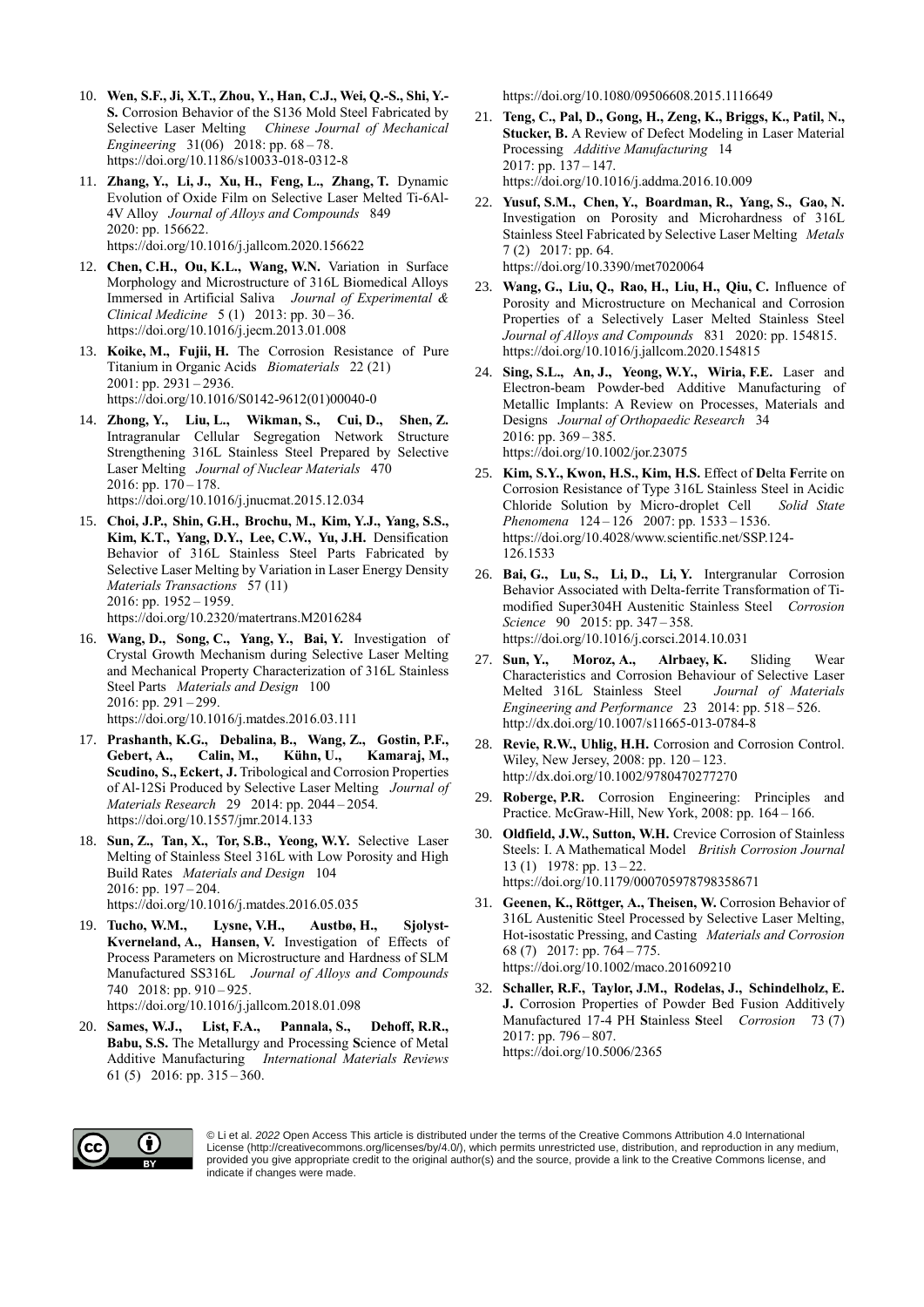10. **Wen, S.F., Ji, X.T., Zhou, Y., Han, C.J., Wei, Q.-S., Shi, Y.-S.** Corrosion Behavior of the S136 Mold Steel Fabricated by Selective Laser Melting *Chinese Journal of Mechanical Engineering* 31(06) 2018: pp. 68 – 78. https://doi.org/10.1186/s10033-018-0312-8

11. **Zhang, Y., Li, J., Xu, H., Feng, L., Zhang, T.** Dynamic Evolution of Oxide Film on Selective Laser Melted Ti-6Al-4V Alloy *Journal of Alloys and Compounds* 849 2020: pp. 156622. https://doi.org/10.1016/j.jallcom.2020.156622

12. **Chen, C.H., Ou, K.L., Wang, W.N.** Variation in Surface Morphology and Microstructure of 316L Biomedical Alloys Immersed in Artificial Saliva *Journal of Experimental & Clinical Medicine* 5 (1) 2013: pp. 30 – 36. https://doi.org/10.1016/j.jecm.2013.01.008

13. **Koike, M., Fujii, H.** The Corrosion Resistance of Pure Titanium in Organic Acids *Biomaterials* 22 (21) 2001: pp. 2931 – 2936. https://doi.org/10.1016/S0142-9612(01)00040-0

14. **Zhong, Y., Liu, L., Wikman, S., Cui, D., Shen, Z.** Intragranular Cellular Segregation Network Structure Strengthening 316L Stainless Steel Prepared by Selective Laser Melting *Journal of Nuclear Materials* 470 2016: pp. 170 – 178. https://doi.org/10.1016/j.jnucmat.2015.12.034

15. **Choi, J.P., Shin, G.H., Brochu, M., Kim, Y.J., Yang, S.S., Kim, K.T., Yang, D.Y., Lee, C.W., Yu, J.H.** Densification Behavior of 316L Stainless Steel Parts Fabricated by Selective Laser Melting by Variation in Laser Energy Density *Materials Transactions* 57 (11) 2016: pp. 1952 – 1959. https://doi.org/10.2320/matertrans.M2016284

16. **Wang, D., Song, C., Yang, Y., Bai, Y.** Investigation of Crystal Growth Mechanism during Selective Laser Melting and Mechanical Property Characterization of 316L Stainless Steel Parts *Materials and Design* 100 2016: pp. 291 – 299. https://doi.org/10.1016/j.matdes.2016.03.111

17. **Prashanth, K.G., Debalina, B., Wang, Z., Gostin, P.F., Gebert, A., Calin, M., Kühn, U., Kamaraj, M., Scudino, S., Eckert, J.** Tribological and Corrosion Properties of Al-12Si Produced by Selective Laser Melting *Journal of Materials Research* 29 2014: pp. 2044 – 2054. https://doi.org/10.1557/jmr.2014.133

18. **Sun, Z., Tan, X., Tor, S.B., Yeong, W.Y.** Selective Laser Melting of Stainless Steel 316L with Low Porosity and High Build Rates *Materials and Design* 104 2016: pp. 197 – 204. https://doi.org/10.1016/j.matdes.2016.05.035

19. **Tucho, W.M., Lysne, V.H., Austbø, H., Sjolyst-Kverneland, A., Hansen, V.** Investigation of Effects of Process Parameters on Microstructure and Hardness of SLM Manufactured SS316L *Journal of Alloys and Compounds* 740 2018: pp. 910 – 925. https://doi.org/10.1016/j.jallcom.2018.01.098

20. **Sames, W.J., List, F.A., Pannala, S., Dehoff, R.R., Babu, S.S.** The Metallurgy and Processing **S**cience of Metal Additive Manufacturing *International Materials Reviews* 61 (5) 2016: pp. 315 – 360. https://doi.org/10.1080/09506608.2015.1116649

21. **Teng, C., Pal, D., Gong, H., Zeng, K., Briggs, K., Patil, N., Stucker, B.** A Review of Defect Modeling in Laser Material Processing *Additive Manufacturing* 14 2017: pp. 137 – 147. https://doi.org/10.1016/j.addma.2016.10.009

22. **Yusuf, S.M., Chen, Y., Boardman, R., Yang, S., Gao, N.** Investigation on Porosity and Microhardness of 316L Stainless Steel Fabricated by Selective Laser Melting *Metals* 7 (2) 2017: pp. 64. https://doi.org/10.3390/met7020064

23. **Wang, G., Liu, Q., Rao, H., Liu, H., Qiu, C.** Influence of Porosity and Microstructure on Mechanical and Corrosion Properties of a Selectively Laser Melted Stainless Steel *Journal of Alloys and Compounds* 831 2020: pp. 154815. https://doi.org/10.1016/j.jallcom.2020.154815

24. **Sing, S.L., An, J., Yeong, W.Y., Wiria, F.E.** Laser and Electron-beam Powder-bed Additive Manufacturing of Metallic Implants: A Review on Processes, Materials and Designs *Journal of Orthopaedic Research* 34 2016: pp. 369 – 385. https://doi.org/10.1002/jor.23075

25. **Kim, S.Y., Kwon, H.S., Kim, H.S.** Effect of **D**elta **F**errite on Corrosion Resistance of Type 316L Stainless Steel in Acidic Chloride Solution by Micro-droplet Cell *Solid State Phenomena* 124 – 126 2007: pp. 1533 – 1536. https://doi.org/10.4028/www.scientific.net/SSP.124-126.1533

26. **Bai, G., Lu, S., Li, D., Li, Y.** Intergranular Corrosion Behavior Associated with Delta-ferrite Transformation of Ti-modified Super304H Austenitic Stainless Steel *Corrosion Science* 90 2015: pp. 347 – 358. https://doi.org/10.1016/j.corsci.2014.10.031

27. **Sun, Y., Moroz, A., Alrbaey, K.** Sliding Wear Characteristics and Corrosion Behaviour of Selective Laser Melted 316L Stainless Steel *Journal of Materials Engineering and Performance* 23 2014: pp. 518 – 526. http://dx.doi.org/10.1007/s11665-013-0784-8

28. **Revie, R.W., Uhlig, H.H.** Corrosion and Corrosion Control. Wiley, New Jersey, 2008: pp. 120 – 123. http://dx.doi.org/10.1002/9780470277270

29. **Roberge, P.R.** Corrosion Engineering: Principles and Practice. McGraw-Hill, New York, 2008: pp. 164 – 166.

30. **Oldfield, J.W., Sutton, W.H.** Crevice Corrosion of Stainless Steels: I. A Mathematical Model *British Corrosion Journal* 13 (1) 1978: pp. 13 – 22. https://doi.org/10.1179/000705978798358671

31. **Geenen, K., Röttger, A., Theisen, W.** Corrosion Behavior of 316L Austenitic Steel Processed by Selective Laser Melting, Hot-isostatic Pressing, and Casting *Materials and Corrosion* 68 (7) 2017: pp. 764 – 775. https://doi.org/10.1002/maco.201609210

32. **Schaller, R.F., Taylor, J.M., Rodelas, J., Schindelholz, E. J.** Corrosion Properties of Powder Bed Fusion Additively Manufactured 17-4 PH **S**tainless **S**teel *Corrosion* 73 (7) 2017: pp. 796 – 807. https://doi.org/10.5006/2365

© Li et al. *2022* Open Access This article is distributed under the terms of the Creative Commons Attribution 4.0 International License (http://creativecommons.org/licenses/by/4.0/), which permits unrestricted use, distribution, and reproduction in any medium, provided you give appropriate credit to the original author(s) and the source, provide a link to the Creative Commons license, and indicate if changes were made.